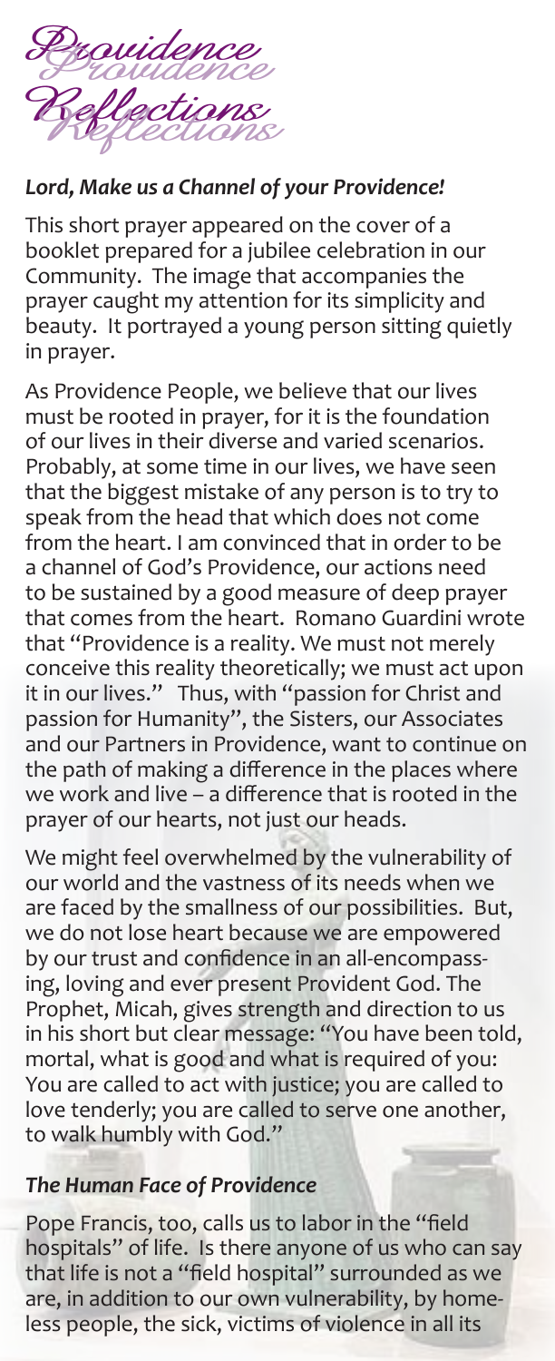# Providence Reflections

***Lord, Make us a Channel of your Providence!***

This short prayer appeared on the cover of a booklet prepared for a jubilee celebration in our Community. The image that accompanies the prayer caught my attention for its simplicity and beauty. It portrayed a young person sitting quietly in prayer.

As Providence People, we believe that our lives must be rooted in prayer, for it is the foundation of our lives in their diverse and varied scenarios. Probably, at some time in our lives, we have seen that the biggest mistake of any person is to try to speak from the head that which does not come from the heart. I am convinced that in order to be a channel of God's Providence, our actions need to be sustained by a good measure of deep prayer that comes from the heart. Romano Guardini wrote that "Providence is a reality. We must not merely conceive this reality theoretically; we must act upon it in our lives." Thus, with "passion for Christ and passion for Humanity", the Sisters, our Associates and our Partners in Providence, want to continue on the path of making a difference in the places where we work and live – a difference that is rooted in the prayer of our hearts, not just our heads.

We might feel overwhelmed by the vulnerability of our world and the vastness of its needs when we are faced by the smallness of our possibilities. But, we do not lose heart because we are empowered by our trust and confidence in an all-encompassing, loving and ever present Provident God. The Prophet, Micah, gives strength and direction to us in his short but clear message: "You have been told, mortal, what is good and what is required of you: You are called to act with justice; you are called to love tenderly; you are called to serve one another, to walk humbly with God."

***The Human Face of Providence***

Pope Francis, too, calls us to labor in the "field hospitals" of life. Is there anyone of us who can say that life is not a "field hospital" surrounded as we are, in addition to our own vulnerability, by homeless people, the sick, victims of violence in all its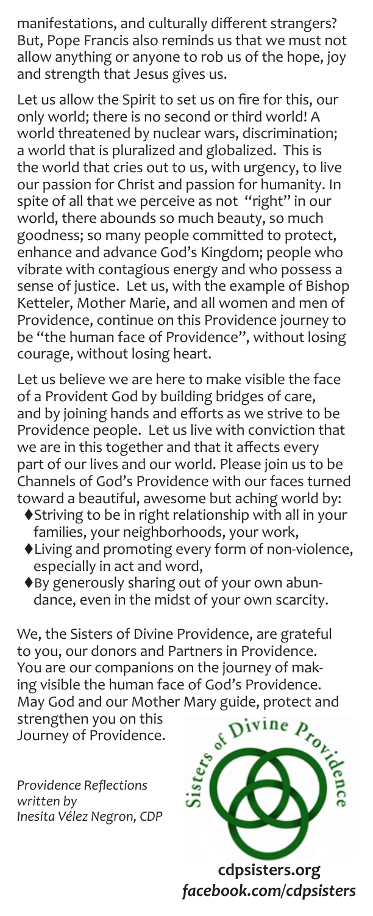manifestations, and culturally different strangers? But, Pope Francis also reminds us that we must not allow anything or anyone to rob us of the hope, joy and strength that Jesus gives us.

Let us allow the Spirit to set us on fire for this, our only world; there is no second or third world! A world threatened by nuclear wars, discrimination; a world that is pluralized and globalized. This is the world that cries out to us, with urgency, to live our passion for Christ and passion for humanity. In spite of all that we perceive as not "right" in our world, there abounds so much beauty, so much goodness; so many people committed to protect, enhance and advance God's Kingdom; people who vibrate with contagious energy and who possess a sense of justice. Let us, with the example of Bishop Ketteler, Mother Marie, and all women and men of Providence, continue on this Providence journey to be "the human face of Providence", without losing courage, without losing heart.

Let us believe we are here to make visible the face of a Provident God by building bridges of care, and by joining hands and efforts as we strive to be Providence people. Let us live with conviction that we are in this together and that it affects every part of our lives and our world. Please join us to be Channels of God's Providence with our faces turned toward a beautiful, awesome but aching world by:

- Striving to be in right relationship with all in your families, your neighborhoods, your work,
- Living and promoting every form of non-violence, especially in act and word,
- By generously sharing out of your own abundance, even in the midst of your own scarcity.

We, the Sisters of Divine Providence, are grateful to you, our donors and Partners in Providence. You are our companions on the journey of making visible the human face of God's Providence. May God and our Mother Mary guide, protect and strengthen you on this Journey of Providence.

*Providence Reflections written by Inesita Vélez Negron, CDP*

Sisters of Divine Providence

**cdpsisters.org**

***facebook.com/cdpsisters***